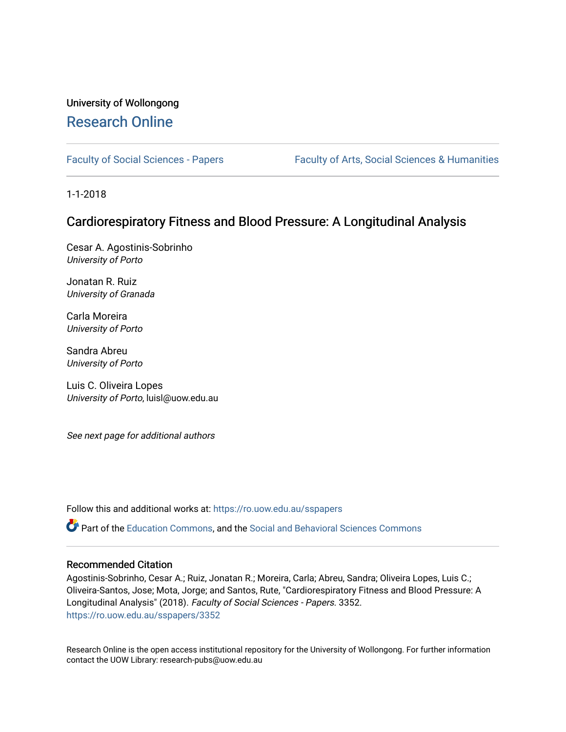University of Wollongong

# Research Online

Faculty of Social Sciences - Papers

Faculty of Arts, Social Sciences & Humanities

1-1-2018

## Cardiorespiratory Fitness and Blood Pressure: A Longitudinal Analysis

Cesar A. Agostinis-Sobrinho
*University of Porto*

Jonatan R. Ruiz
*University of Granada*

Carla Moreira
*University of Porto*

Sandra Abreu
*University of Porto*

Luis C. Oliveira Lopes
*University of Porto*, luisl@uow.edu.au

*See next page for additional authors*

Follow this and additional works at: https://ro.uow.edu.au/sspapers

Part of the Education Commons, and the Social and Behavioral Sciences Commons

### Recommended Citation

Agostinis-Sobrinho, Cesar A.; Ruiz, Jonatan R.; Moreira, Carla; Abreu, Sandra; Oliveira Lopes, Luis C.; Oliveira-Santos, Jose; Mota, Jorge; and Santos, Rute, "Cardiorespiratory Fitness and Blood Pressure: A Longitudinal Analysis" (2018). *Faculty of Social Sciences - Papers*. 3352.
https://ro.uow.edu.au/sspapers/3352

Research Online is the open access institutional repository for the University of Wollongong. For further information contact the UOW Library: research-pubs@uow.edu.au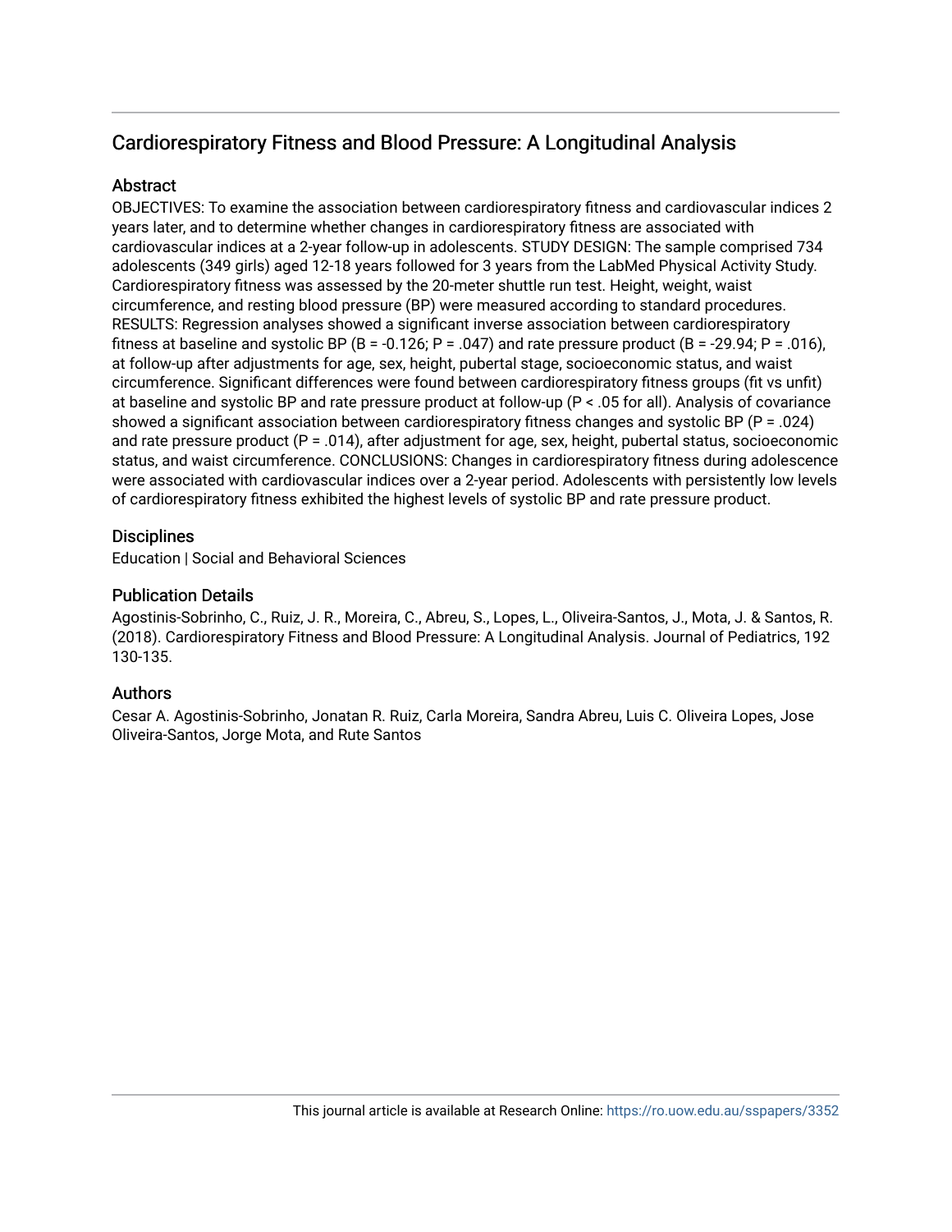## Cardiorespiratory Fitness and Blood Pressure: A Longitudinal Analysis

### Abstract

OBJECTIVES: To examine the association between cardiorespiratory fitness and cardiovascular indices 2 years later, and to determine whether changes in cardiorespiratory fitness are associated with cardiovascular indices at a 2-year follow-up in adolescents. STUDY DESIGN: The sample comprised 734 adolescents (349 girls) aged 12-18 years followed for 3 years from the LabMed Physical Activity Study. Cardiorespiratory fitness was assessed by the 20-meter shuttle run test. Height, weight, waist circumference, and resting blood pressure (BP) were measured according to standard procedures. RESULTS: Regression analyses showed a significant inverse association between cardiorespiratory fitness at baseline and systolic BP (B = -0.126; P = .047) and rate pressure product (B = -29.94; P = .016), at follow-up after adjustments for age, sex, height, pubertal stage, socioeconomic status, and waist circumference. Significant differences were found between cardiorespiratory fitness groups (fit vs unfit) at baseline and systolic BP and rate pressure product at follow-up (P < .05 for all). Analysis of covariance showed a significant association between cardiorespiratory fitness changes and systolic BP (P = .024) and rate pressure product (P = .014), after adjustment for age, sex, height, pubertal status, socioeconomic status, and waist circumference. CONCLUSIONS: Changes in cardiorespiratory fitness during adolescence were associated with cardiovascular indices over a 2-year period. Adolescents with persistently low levels of cardiorespiratory fitness exhibited the highest levels of systolic BP and rate pressure product.

### Disciplines

Education | Social and Behavioral Sciences

### Publication Details

Agostinis-Sobrinho, C., Ruiz, J. R., Moreira, C., Abreu, S., Lopes, L., Oliveira-Santos, J., Mota, J. & Santos, R. (2018). Cardiorespiratory Fitness and Blood Pressure: A Longitudinal Analysis. Journal of Pediatrics, 192 130-135.

### Authors

Cesar A. Agostinis-Sobrinho, Jonatan R. Ruiz, Carla Moreira, Sandra Abreu, Luis C. Oliveira Lopes, Jose Oliveira-Santos, Jorge Mota, and Rute Santos

This journal article is available at Research Online: https://ro.uow.edu.au/sspapers/3352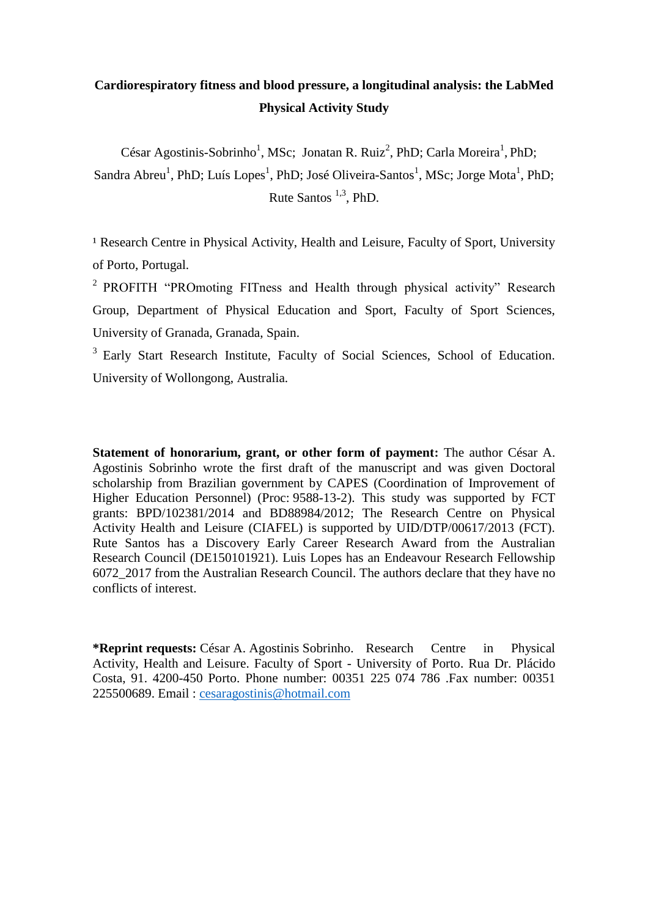**Cardiorespiratory fitness and blood pressure, a longitudinal analysis: the LabMed Physical Activity Study**

César Agostinis-Sobrinho[1], MSc; Jonatan R. Ruiz[2], PhD; Carla Moreira[1], PhD; Sandra Abreu[1], PhD; Luís Lopes[1], PhD; José Oliveira-Santos[1], MSc; Jorge Mota[1], PhD; Rute Santos [1,3], PhD.

[1] Research Centre in Physical Activity, Health and Leisure, Faculty of Sport, University of Porto, Portugal.

[2] PROFITH "PROmoting FITness and Health through physical activity" Research Group, Department of Physical Education and Sport, Faculty of Sport Sciences, University of Granada, Granada, Spain.

[3] Early Start Research Institute, Faculty of Social Sciences, School of Education. University of Wollongong, Australia.

**Statement of honorarium, grant, or other form of payment:** The author César A. Agostinis Sobrinho wrote the first draft of the manuscript and was given Doctoral scholarship from Brazilian government by CAPES (Coordination of Improvement of Higher Education Personnel) (Proc: 9588-13-2). This study was supported by FCT grants: BPD/102381/2014 and BD88984/2012; The Research Centre on Physical Activity Health and Leisure (CIAFEL) is supported by UID/DTP/00617/2013 (FCT). Rute Santos has a Discovery Early Career Research Award from the Australian Research Council (DE150101921). Luis Lopes has an Endeavour Research Fellowship 6072_2017 from the Australian Research Council. The authors declare that they have no conflicts of interest.

***Reprint requests:** César A. Agostinis Sobrinho. Research Centre in Physical Activity, Health and Leisure. Faculty of Sport - University of Porto. Rua Dr. Plácido Costa, 91. 4200-450 Porto. Phone number: 00351 225 074 786 .Fax number: 00351 225500689. Email : cesaragostinis@hotmail.com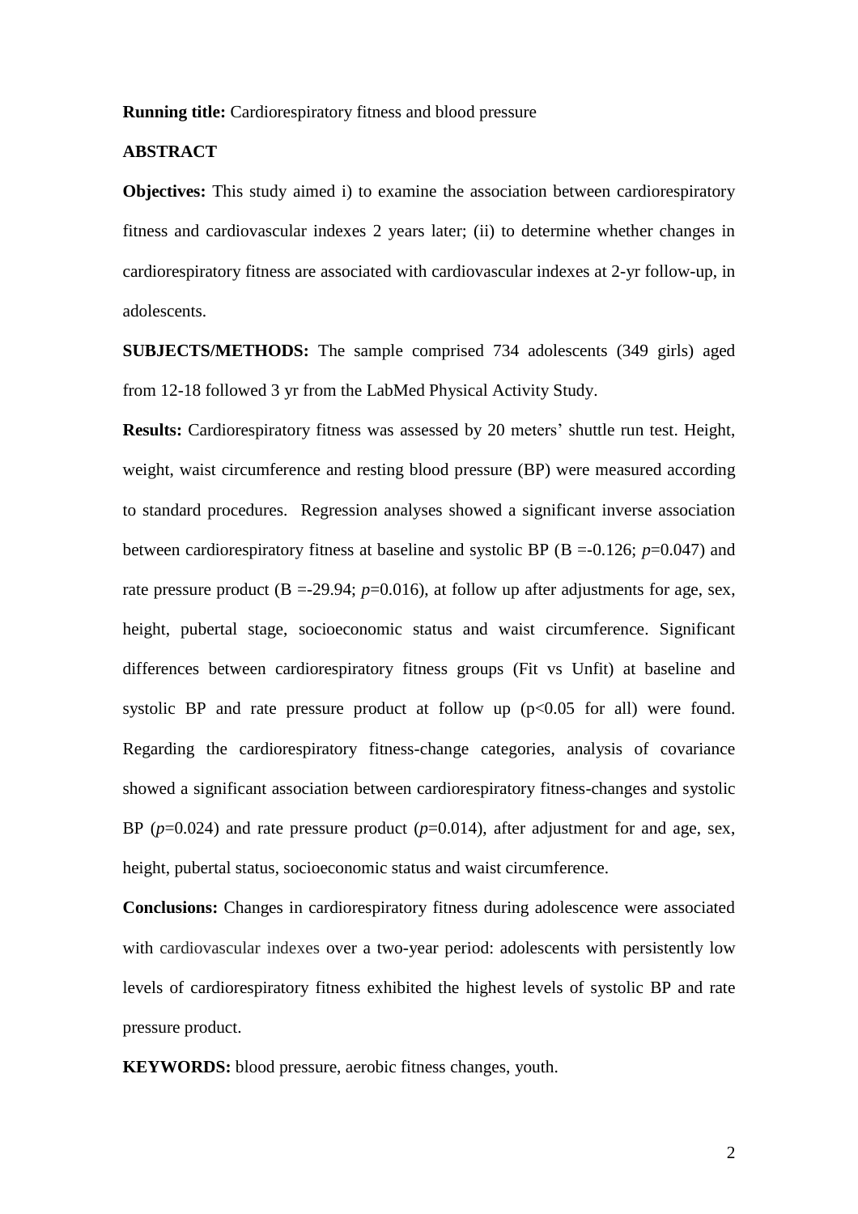**Running title:** Cardiorespiratory fitness and blood pressure

**ABSTRACT**

**Objectives:** This study aimed i) to examine the association between cardiorespiratory fitness and cardiovascular indexes 2 years later; (ii) to determine whether changes in cardiorespiratory fitness are associated with cardiovascular indexes at 2-yr follow-up, in adolescents.

**SUBJECTS/METHODS:** The sample comprised 734 adolescents (349 girls) aged from 12-18 followed 3 yr from the LabMed Physical Activity Study.

**Results:** Cardiorespiratory fitness was assessed by 20 meters' shuttle run test. Height, weight, waist circumference and resting blood pressure (BP) were measured according to standard procedures. Regression analyses showed a significant inverse association between cardiorespiratory fitness at baseline and systolic BP (B =-0.126; *p*=0.047) and rate pressure product (B =-29.94; *p*=0.016), at follow up after adjustments for age, sex, height, pubertal stage, socioeconomic status and waist circumference. Significant differences between cardiorespiratory fitness groups (Fit vs Unfit) at baseline and systolic BP and rate pressure product at follow up ($p<0.05$ for all) were found. Regarding the cardiorespiratory fitness-change categories, analysis of covariance showed a significant association between cardiorespiratory fitness-changes and systolic BP (*p*=0.024) and rate pressure product (*p*=0.014), after adjustment for and age, sex, height, pubertal status, socioeconomic status and waist circumference.

**Conclusions:** Changes in cardiorespiratory fitness during adolescence were associated with cardiovascular indexes over a two-year period: adolescents with persistently low levels of cardiorespiratory fitness exhibited the highest levels of systolic BP and rate pressure product.

**KEYWORDS:** blood pressure, aerobic fitness changes, youth.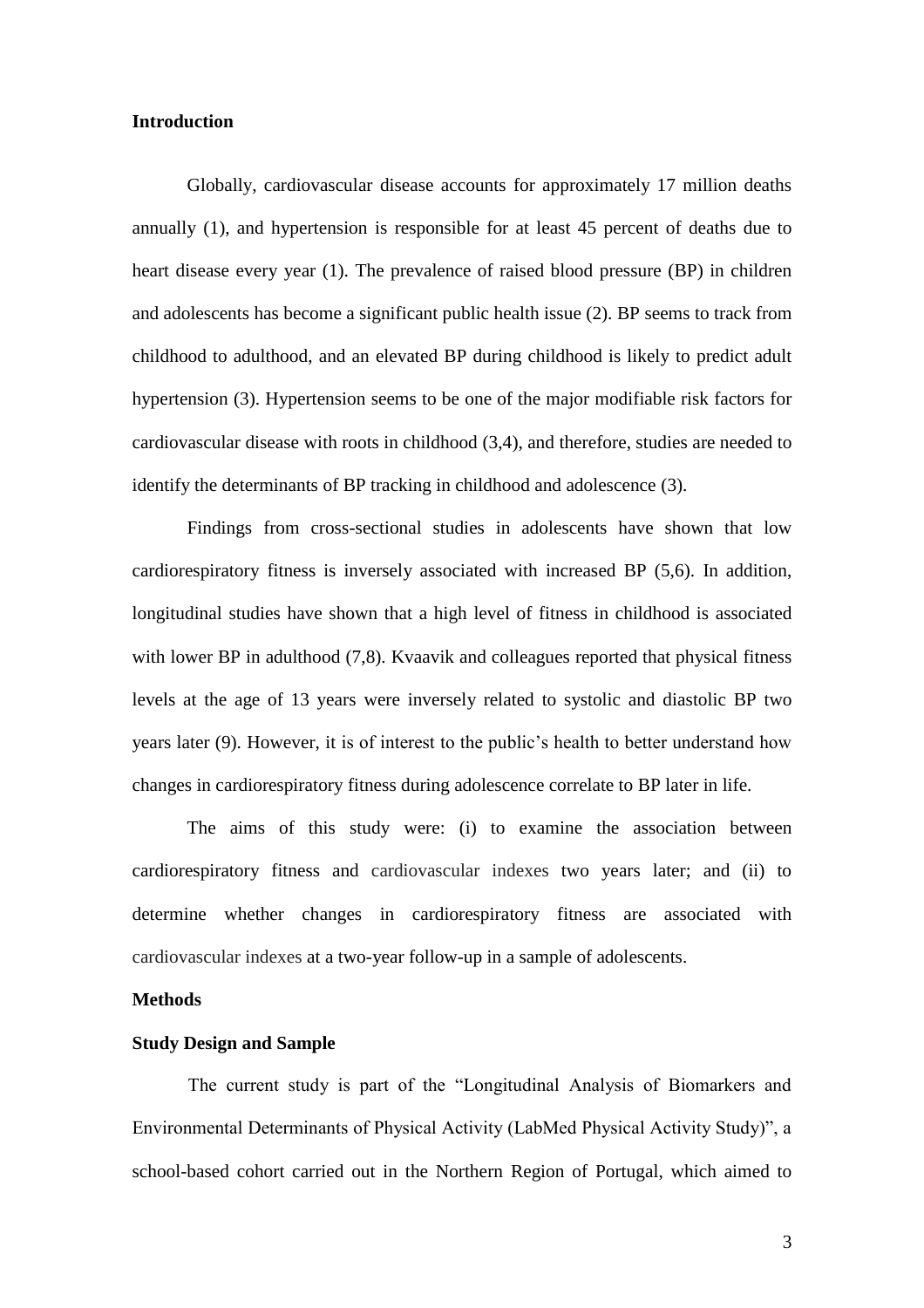## Introduction

Globally, cardiovascular disease accounts for approximately 17 million deaths annually (1), and hypertension is responsible for at least 45 percent of deaths due to heart disease every year (1). The prevalence of raised blood pressure (BP) in children and adolescents has become a significant public health issue (2). BP seems to track from childhood to adulthood, and an elevated BP during childhood is likely to predict adult hypertension (3). Hypertension seems to be one of the major modifiable risk factors for cardiovascular disease with roots in childhood (3,4), and therefore, studies are needed to identify the determinants of BP tracking in childhood and adolescence (3).

Findings from cross-sectional studies in adolescents have shown that low cardiorespiratory fitness is inversely associated with increased BP (5,6). In addition, longitudinal studies have shown that a high level of fitness in childhood is associated with lower BP in adulthood (7,8). Kvaavik and colleagues reported that physical fitness levels at the age of 13 years were inversely related to systolic and diastolic BP two years later (9). However, it is of interest to the public's health to better understand how changes in cardiorespiratory fitness during adolescence correlate to BP later in life.

The aims of this study were: (i) to examine the association between cardiorespiratory fitness and cardiovascular indexes two years later; and (ii) to determine whether changes in cardiorespiratory fitness are associated with cardiovascular indexes at a two-year follow-up in a sample of adolescents.

## Methods

### Study Design and Sample

The current study is part of the "Longitudinal Analysis of Biomarkers and Environmental Determinants of Physical Activity (LabMed Physical Activity Study)", a school-based cohort carried out in the Northern Region of Portugal, which aimed to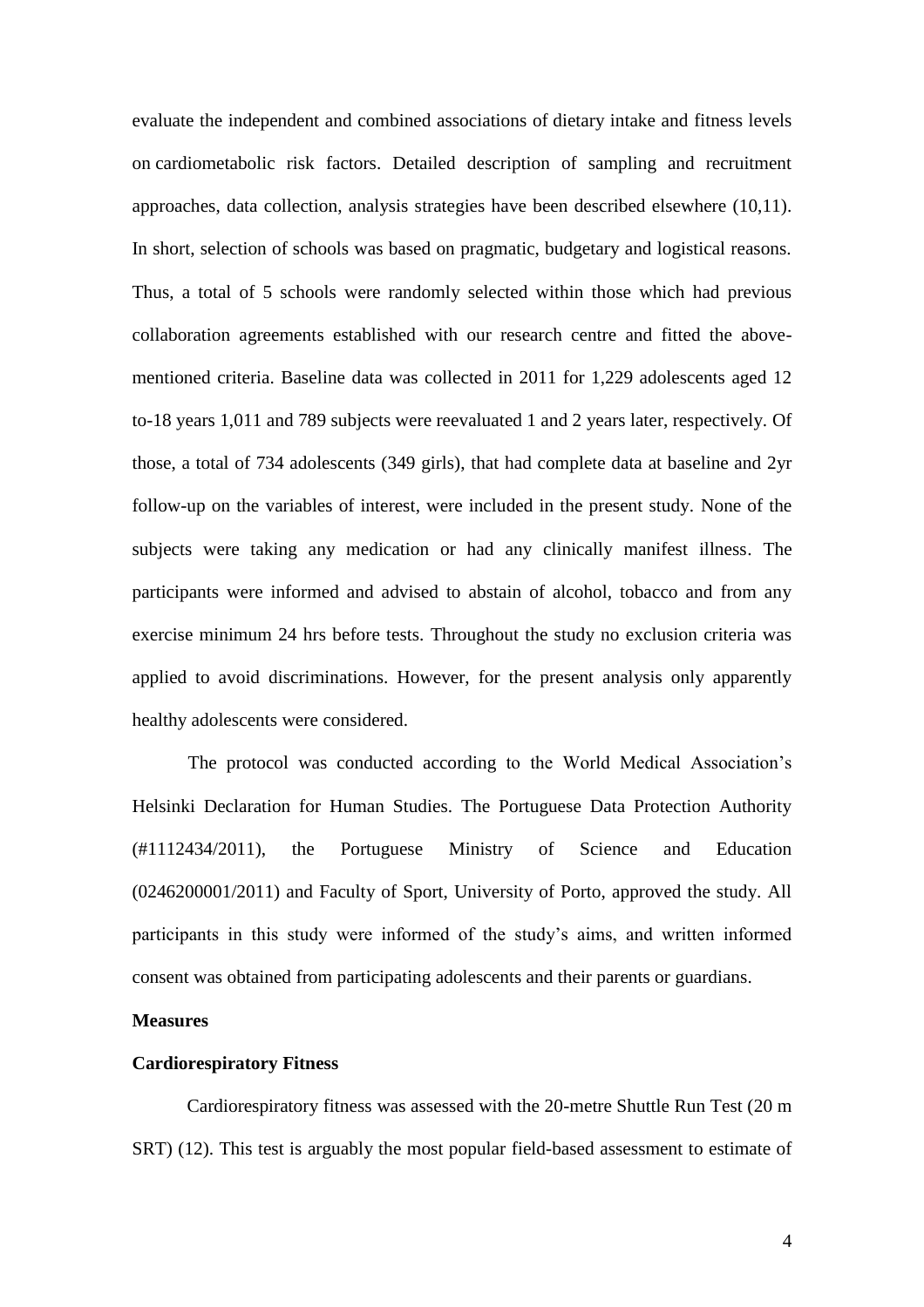evaluate the independent and combined associations of dietary intake and fitness levels on cardiometabolic risk factors. Detailed description of sampling and recruitment approaches, data collection, analysis strategies have been described elsewhere (10,11). In short, selection of schools was based on pragmatic, budgetary and logistical reasons. Thus, a total of 5 schools were randomly selected within those which had previous collaboration agreements established with our research centre and fitted the above-mentioned criteria. Baseline data was collected in 2011 for 1,229 adolescents aged 12 to-18 years 1,011 and 789 subjects were reevaluated 1 and 2 years later, respectively. Of those, a total of 734 adolescents (349 girls), that had complete data at baseline and 2yr follow-up on the variables of interest, were included in the present study. None of the subjects were taking any medication or had any clinically manifest illness. The participants were informed and advised to abstain of alcohol, tobacco and from any exercise minimum 24 hrs before tests. Throughout the study no exclusion criteria was applied to avoid discriminations. However, for the present analysis only apparently healthy adolescents were considered.

The protocol was conducted according to the World Medical Association's Helsinki Declaration for Human Studies. The Portuguese Data Protection Authority (#1112434/2011), the Portuguese Ministry of Science and Education (0246200001/2011) and Faculty of Sport, University of Porto, approved the study. All participants in this study were informed of the study's aims, and written informed consent was obtained from participating adolescents and their parents or guardians.

**Measures**

**Cardiorespiratory Fitness**

Cardiorespiratory fitness was assessed with the 20-metre Shuttle Run Test (20 m SRT) (12). This test is arguably the most popular field-based assessment to estimate of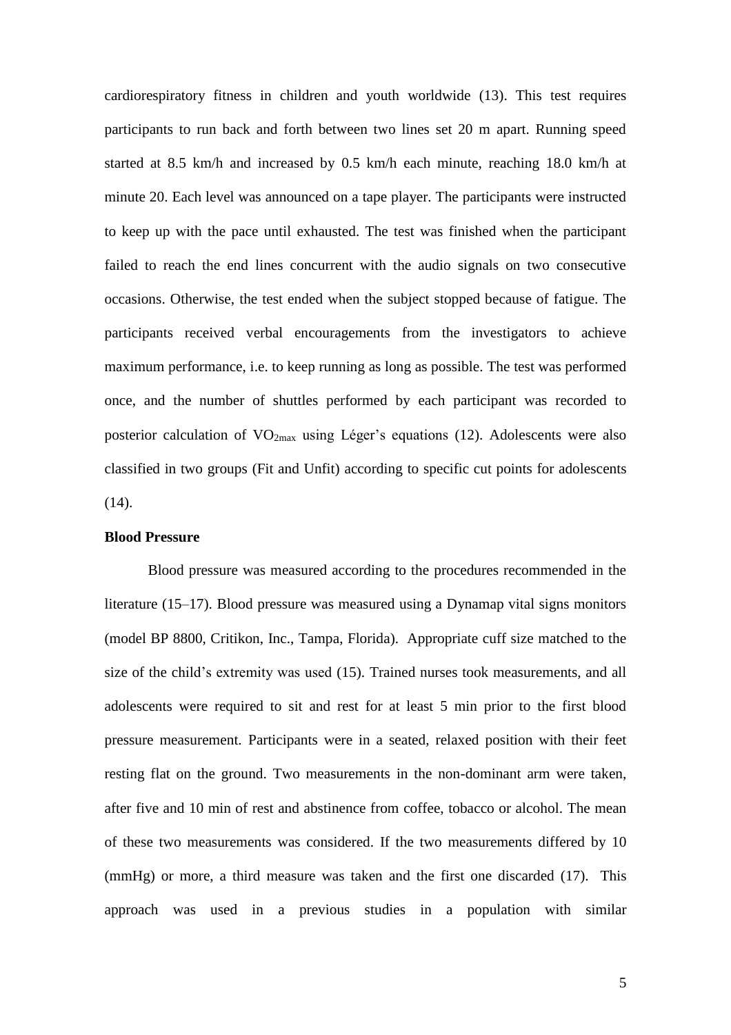cardiorespiratory fitness in children and youth worldwide (13). This test requires participants to run back and forth between two lines set 20 m apart. Running speed started at 8.5 km/h and increased by 0.5 km/h each minute, reaching 18.0 km/h at minute 20. Each level was announced on a tape player. The participants were instructed to keep up with the pace until exhausted. The test was finished when the participant failed to reach the end lines concurrent with the audio signals on two consecutive occasions. Otherwise, the test ended when the subject stopped because of fatigue. The participants received verbal encouragements from the investigators to achieve maximum performance, i.e. to keep running as long as possible. The test was performed once, and the number of shuttles performed by each participant was recorded to posterior calculation of $VO_{2max}$ using Léger's equations (12). Adolescents were also classified in two groups (Fit and Unfit) according to specific cut points for adolescents (14).

**Blood Pressure**

Blood pressure was measured according to the procedures recommended in the literature (15–17). Blood pressure was measured using a Dynamap vital signs monitors (model BP 8800, Critikon, Inc., Tampa, Florida). Appropriate cuff size matched to the size of the child's extremity was used (15). Trained nurses took measurements, and all adolescents were required to sit and rest for at least 5 min prior to the first blood pressure measurement. Participants were in a seated, relaxed position with their feet resting flat on the ground. Two measurements in the non-dominant arm were taken, after five and 10 min of rest and abstinence from coffee, tobacco or alcohol. The mean of these two measurements was considered. If the two measurements differed by 10 (mmHg) or more, a third measure was taken and the first one discarded (17). This approach was used in a previous studies in a population with similar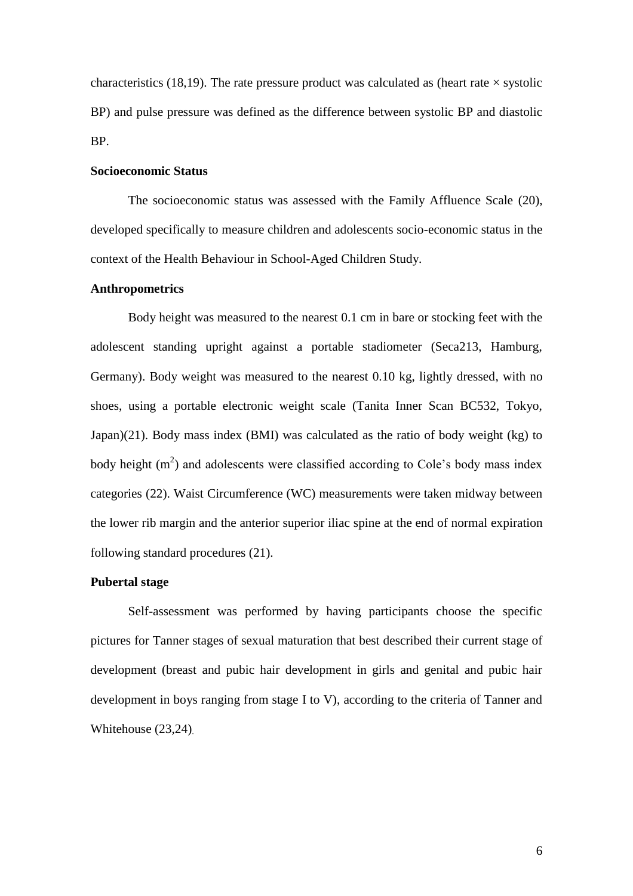characteristics (18,19). The rate pressure product was calculated as (heart rate × systolic BP) and pulse pressure was defined as the difference between systolic BP and diastolic BP.

**Socioeconomic Status**

The socioeconomic status was assessed with the Family Affluence Scale (20), developed specifically to measure children and adolescents socio-economic status in the context of the Health Behaviour in School-Aged Children Study.

**Anthropometrics**

Body height was measured to the nearest 0.1 cm in bare or stocking feet with the adolescent standing upright against a portable stadiometer (Seca213, Hamburg, Germany). Body weight was measured to the nearest 0.10 kg, lightly dressed, with no shoes, using a portable electronic weight scale (Tanita Inner Scan BC532, Tokyo, Japan)(21). Body mass index (BMI) was calculated as the ratio of body weight (kg) to body height ($m^2$) and adolescents were classified according to Cole's body mass index categories (22). Waist Circumference (WC) measurements were taken midway between the lower rib margin and the anterior superior iliac spine at the end of normal expiration following standard procedures (21).

**Pubertal stage**

Self-assessment was performed by having participants choose the specific pictures for Tanner stages of sexual maturation that best described their current stage of development (breast and pubic hair development in girls and genital and pubic hair development in boys ranging from stage I to V), according to the criteria of Tanner and Whitehouse (23,24).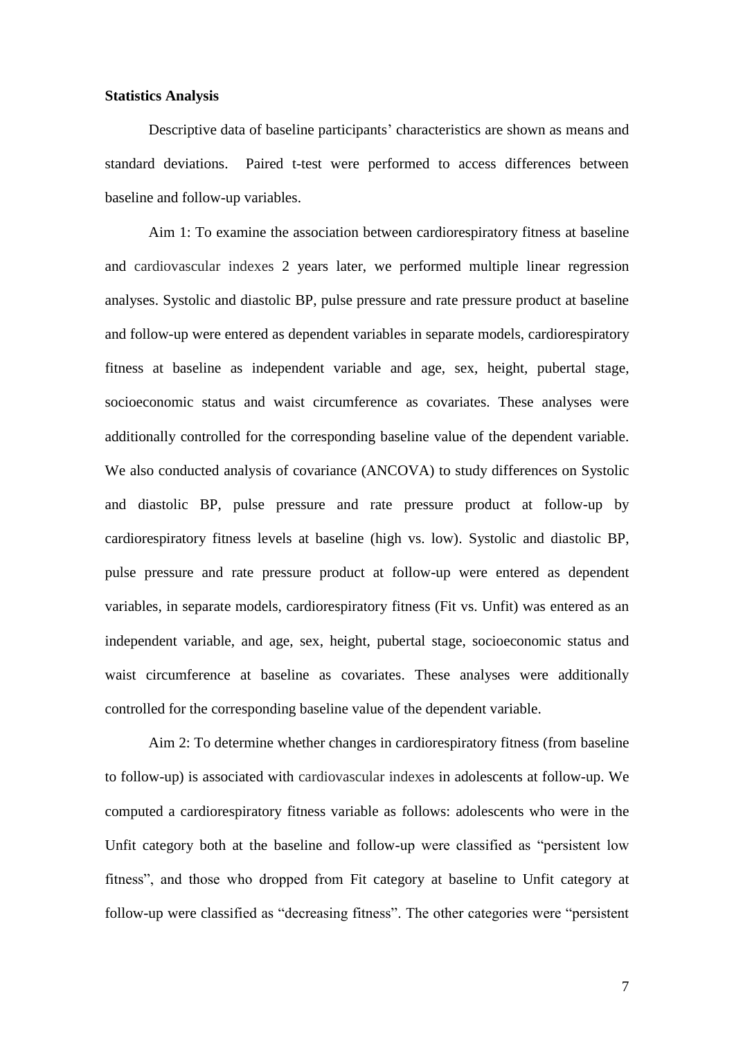**Statistics Analysis**

Descriptive data of baseline participants' characteristics are shown as means and standard deviations. Paired t-test were performed to access differences between baseline and follow-up variables.

Aim 1: To examine the association between cardiorespiratory fitness at baseline and cardiovascular indexes 2 years later, we performed multiple linear regression analyses. Systolic and diastolic BP, pulse pressure and rate pressure product at baseline and follow-up were entered as dependent variables in separate models, cardiorespiratory fitness at baseline as independent variable and age, sex, height, pubertal stage, socioeconomic status and waist circumference as covariates. These analyses were additionally controlled for the corresponding baseline value of the dependent variable. We also conducted analysis of covariance (ANCOVA) to study differences on Systolic and diastolic BP, pulse pressure and rate pressure product at follow-up by cardiorespiratory fitness levels at baseline (high vs. low). Systolic and diastolic BP, pulse pressure and rate pressure product at follow-up were entered as dependent variables, in separate models, cardiorespiratory fitness (Fit vs. Unfit) was entered as an independent variable, and age, sex, height, pubertal stage, socioeconomic status and waist circumference at baseline as covariates. These analyses were additionally controlled for the corresponding baseline value of the dependent variable.

Aim 2: To determine whether changes in cardiorespiratory fitness (from baseline to follow-up) is associated with cardiovascular indexes in adolescents at follow-up. We computed a cardiorespiratory fitness variable as follows: adolescents who were in the Unfit category both at the baseline and follow-up were classified as "persistent low fitness", and those who dropped from Fit category at baseline to Unfit category at follow-up were classified as "decreasing fitness". The other categories were "persistent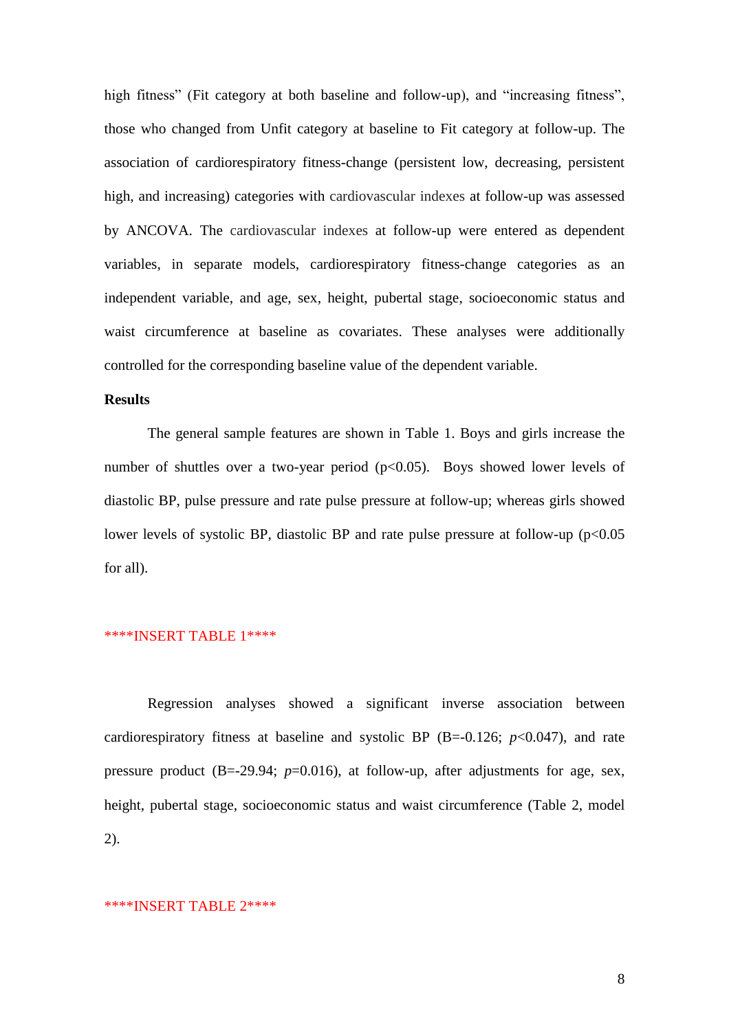high fitness" (Fit category at both baseline and follow-up), and "increasing fitness", those who changed from Unfit category at baseline to Fit category at follow-up. The association of cardiorespiratory fitness-change (persistent low, decreasing, persistent high, and increasing) categories with cardiovascular indexes at follow-up was assessed by ANCOVA. The cardiovascular indexes at follow-up were entered as dependent variables, in separate models, cardiorespiratory fitness-change categories as an independent variable, and age, sex, height, pubertal stage, socioeconomic status and waist circumference at baseline as covariates. These analyses were additionally controlled for the corresponding baseline value of the dependent variable.

**Results**

The general sample features are shown in Table 1. Boys and girls increase the number of shuttles over a two-year period ($p<0.05$). Boys showed lower levels of diastolic BP, pulse pressure and rate pulse pressure at follow-up; whereas girls showed lower levels of systolic BP, diastolic BP and rate pulse pressure at follow-up ($p<0.05$ for all).

****INSERT TABLE 1****

Regression analyses showed a significant inverse association between cardiorespiratory fitness at baseline and systolic BP (B=-0.126; $p<0.047$), and rate pressure product (B=-29.94; $p=0.016$), at follow-up, after adjustments for age, sex, height, pubertal stage, socioeconomic status and waist circumference (Table 2, model 2).

****INSERT TABLE 2****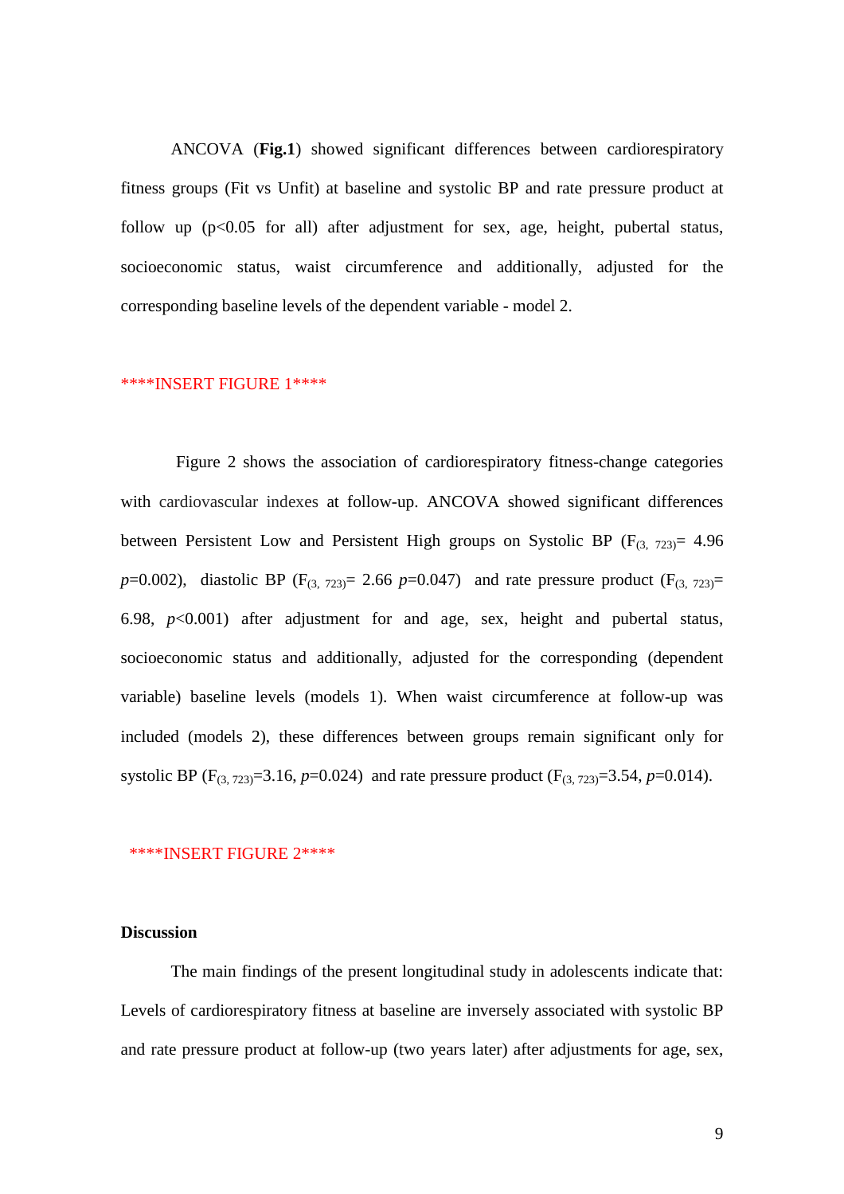ANCOVA (**Fig.1**) showed significant differences between cardiorespiratory fitness groups (Fit vs Unfit) at baseline and systolic BP and rate pressure product at follow up ($p<0.05$ for all) after adjustment for sex, age, height, pubertal status, socioeconomic status, waist circumference and additionally, adjusted for the corresponding baseline levels of the dependent variable - model 2.

****INSERT FIGURE 1****

Figure 2 shows the association of cardiorespiratory fitness-change categories with cardiovascular indexes at follow-up. ANCOVA showed significant differences between Persistent Low and Persistent High groups on Systolic BP ($F_{(3, 723)}$= 4.96 *p*=0.002), diastolic BP ($F_{(3, 723)}$= 2.66 *p*=0.047) and rate pressure product ($F_{(3, 723)}$= 6.98, *p*<0.001) after adjustment for and age, sex, height and pubertal status, socioeconomic status and additionally, adjusted for the corresponding (dependent variable) baseline levels (models 1). When waist circumference at follow-up was included (models 2), these differences between groups remain significant only for systolic BP ($F_{(3, 723)}$=3.16, *p*=0.024) and rate pressure product ($F_{(3, 723)}$=3.54, *p*=0.014).

****INSERT FIGURE 2****

**Discussion**

The main findings of the present longitudinal study in adolescents indicate that: Levels of cardiorespiratory fitness at baseline are inversely associated with systolic BP and rate pressure product at follow-up (two years later) after adjustments for age, sex,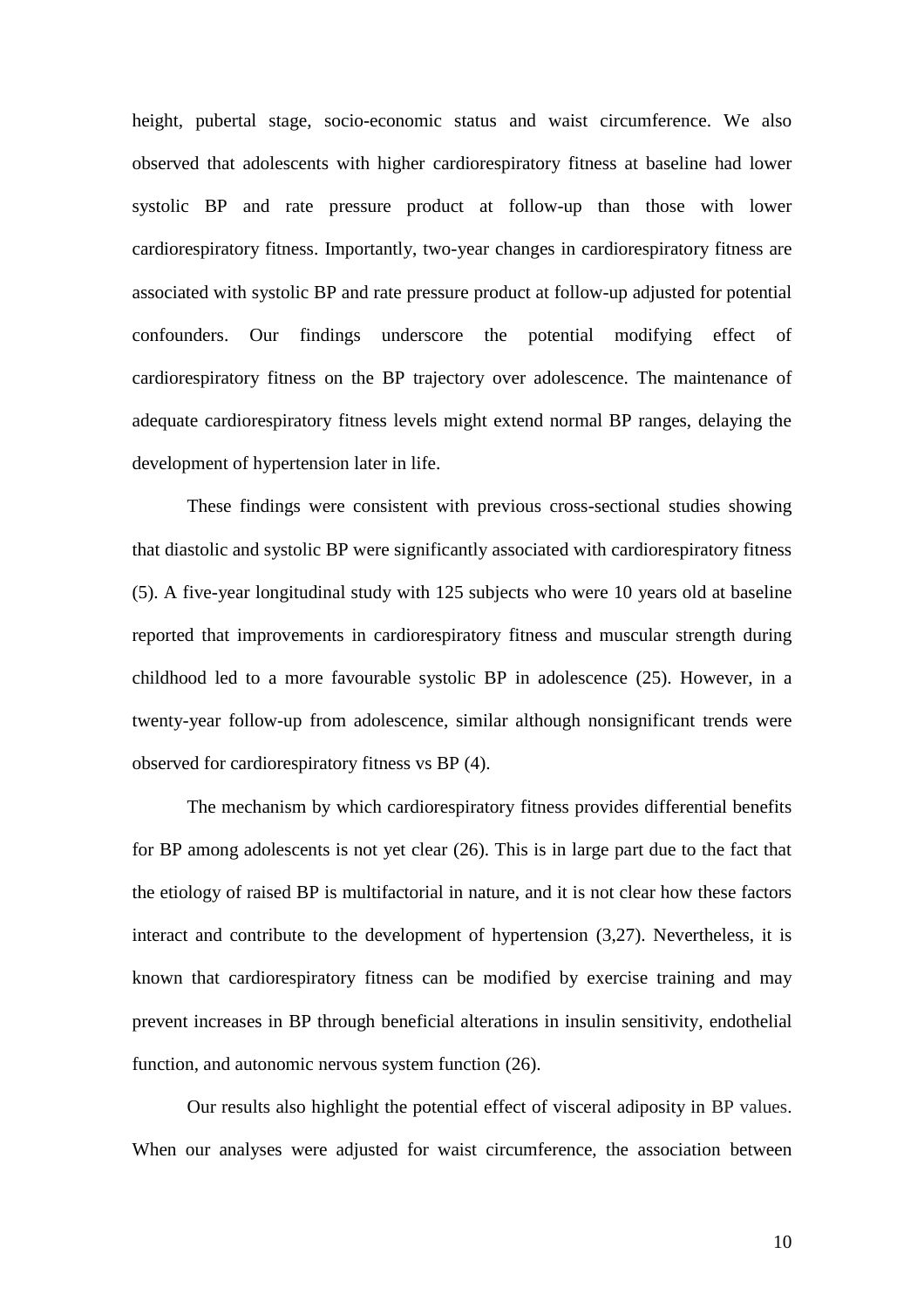height, pubertal stage, socio-economic status and waist circumference. We also observed that adolescents with higher cardiorespiratory fitness at baseline had lower systolic BP and rate pressure product at follow-up than those with lower cardiorespiratory fitness. Importantly, two-year changes in cardiorespiratory fitness are associated with systolic BP and rate pressure product at follow-up adjusted for potential confounders. Our findings underscore the potential modifying effect of cardiorespiratory fitness on the BP trajectory over adolescence. The maintenance of adequate cardiorespiratory fitness levels might extend normal BP ranges, delaying the development of hypertension later in life.

These findings were consistent with previous cross-sectional studies showing that diastolic and systolic BP were significantly associated with cardiorespiratory fitness (5). A five-year longitudinal study with 125 subjects who were 10 years old at baseline reported that improvements in cardiorespiratory fitness and muscular strength during childhood led to a more favourable systolic BP in adolescence (25). However, in a twenty-year follow-up from adolescence, similar although nonsignificant trends were observed for cardiorespiratory fitness vs BP (4).

The mechanism by which cardiorespiratory fitness provides differential benefits for BP among adolescents is not yet clear (26). This is in large part due to the fact that the etiology of raised BP is multifactorial in nature, and it is not clear how these factors interact and contribute to the development of hypertension (3,27). Nevertheless, it is known that cardiorespiratory fitness can be modified by exercise training and may prevent increases in BP through beneficial alterations in insulin sensitivity, endothelial function, and autonomic nervous system function (26).

Our results also highlight the potential effect of visceral adiposity in BP values. When our analyses were adjusted for waist circumference, the association between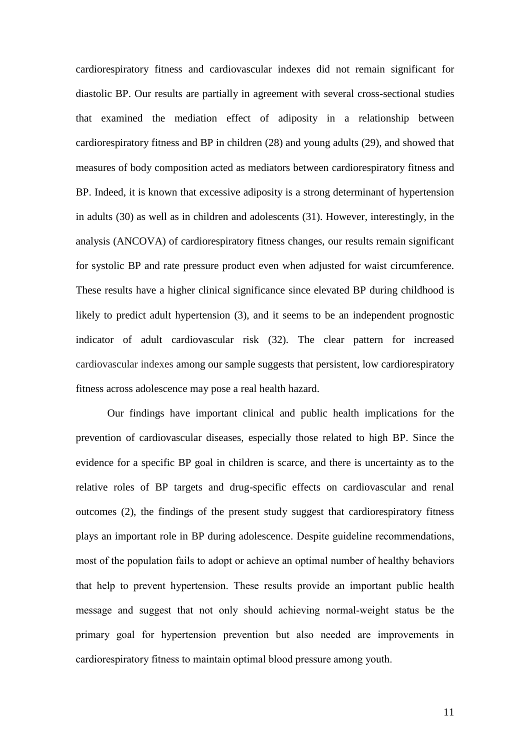cardiorespiratory fitness and cardiovascular indexes did not remain significant for diastolic BP. Our results are partially in agreement with several cross-sectional studies that examined the mediation effect of adiposity in a relationship between cardiorespiratory fitness and BP in children (28) and young adults (29), and showed that measures of body composition acted as mediators between cardiorespiratory fitness and BP. Indeed, it is known that excessive adiposity is a strong determinant of hypertension in adults (30) as well as in children and adolescents (31). However, interestingly, in the analysis (ANCOVA) of cardiorespiratory fitness changes, our results remain significant for systolic BP and rate pressure product even when adjusted for waist circumference. These results have a higher clinical significance since elevated BP during childhood is likely to predict adult hypertension (3), and it seems to be an independent prognostic indicator of adult cardiovascular risk (32). The clear pattern for increased cardiovascular indexes among our sample suggests that persistent, low cardiorespiratory fitness across adolescence may pose a real health hazard.

Our findings have important clinical and public health implications for the prevention of cardiovascular diseases, especially those related to high BP. Since the evidence for a specific BP goal in children is scarce, and there is uncertainty as to the relative roles of BP targets and drug-specific effects on cardiovascular and renal outcomes (2), the findings of the present study suggest that cardiorespiratory fitness plays an important role in BP during adolescence. Despite guideline recommendations, most of the population fails to adopt or achieve an optimal number of healthy behaviors that help to prevent hypertension. These results provide an important public health message and suggest that not only should achieving normal-weight status be the primary goal for hypertension prevention but also needed are improvements in cardiorespiratory fitness to maintain optimal blood pressure among youth.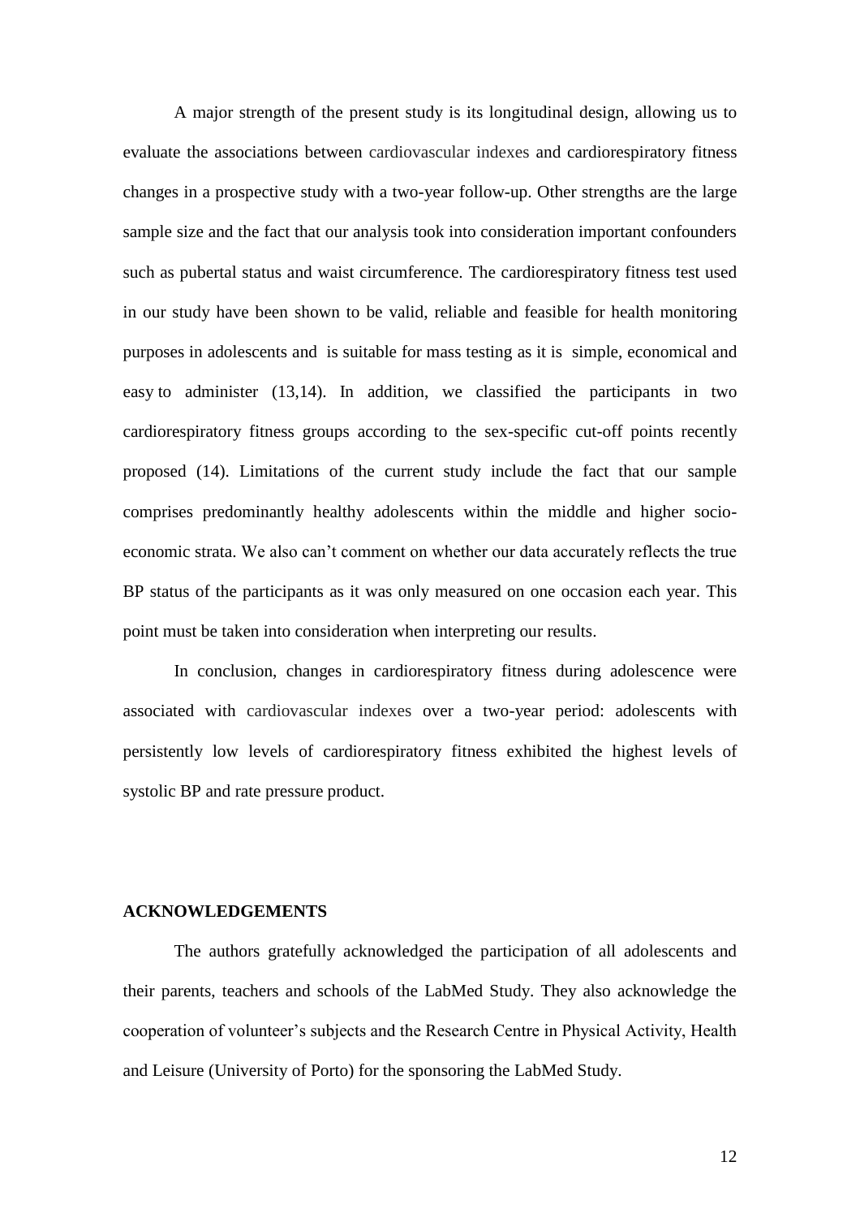A major strength of the present study is its longitudinal design, allowing us to evaluate the associations between cardiovascular indexes and cardiorespiratory fitness changes in a prospective study with a two-year follow-up. Other strengths are the large sample size and the fact that our analysis took into consideration important confounders such as pubertal status and waist circumference. The cardiorespiratory fitness test used in our study have been shown to be valid, reliable and feasible for health monitoring purposes in adolescents and is suitable for mass testing as it is simple, economical and easy to administer (13,14). In addition, we classified the participants in two cardiorespiratory fitness groups according to the sex-specific cut-off points recently proposed (14). Limitations of the current study include the fact that our sample comprises predominantly healthy adolescents within the middle and higher socio-economic strata. We also can't comment on whether our data accurately reflects the true BP status of the participants as it was only measured on one occasion each year. This point must be taken into consideration when interpreting our results.

In conclusion, changes in cardiorespiratory fitness during adolescence were associated with cardiovascular indexes over a two-year period: adolescents with persistently low levels of cardiorespiratory fitness exhibited the highest levels of systolic BP and rate pressure product.

## ACKNOWLEDGEMENTS

The authors gratefully acknowledged the participation of all adolescents and their parents, teachers and schools of the LabMed Study. They also acknowledge the cooperation of volunteer's subjects and the Research Centre in Physical Activity, Health and Leisure (University of Porto) for the sponsoring the LabMed Study.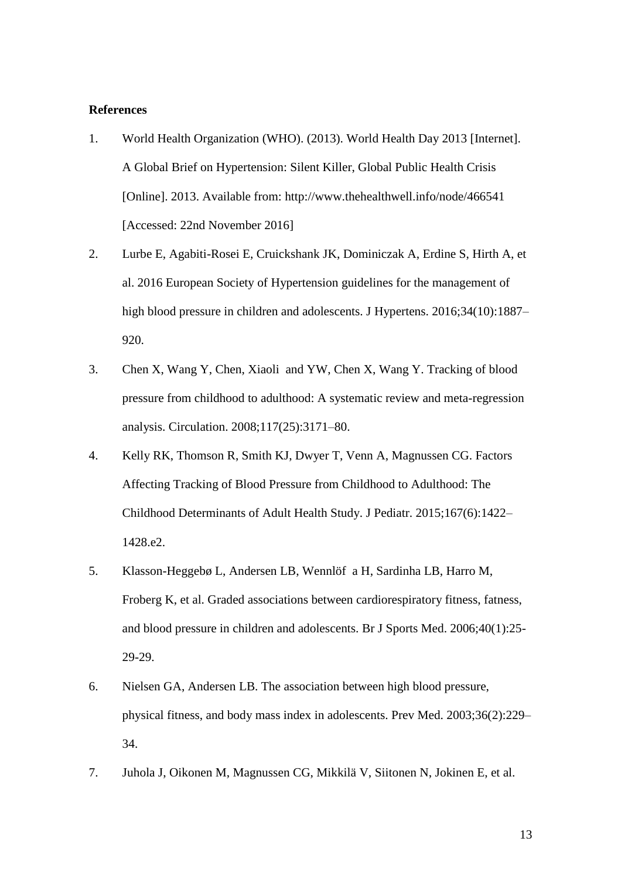**References**

1. World Health Organization (WHO). (2013). World Health Day 2013 [Internet]. A Global Brief on Hypertension: Silent Killer, Global Public Health Crisis [Online]. 2013. Available from: http://www.thehealthwell.info/node/466541 [Accessed: 22nd November 2016]

2. Lurbe E, Agabiti-Rosei E, Cruickshank JK, Dominiczak A, Erdine S, Hirth A, et al. 2016 European Society of Hypertension guidelines for the management of high blood pressure in children and adolescents. J Hypertens. 2016;34(10):1887–920.

3. Chen X, Wang Y, Chen, Xiaoli and YW, Chen X, Wang Y. Tracking of blood pressure from childhood to adulthood: A systematic review and meta-regression analysis. Circulation. 2008;117(25):3171–80.

4. Kelly RK, Thomson R, Smith KJ, Dwyer T, Venn A, Magnussen CG. Factors Affecting Tracking of Blood Pressure from Childhood to Adulthood: The Childhood Determinants of Adult Health Study. J Pediatr. 2015;167(6):1422–1428.e2.

5. Klasson-Heggebø L, Andersen LB, Wennlöf a H, Sardinha LB, Harro M, Froberg K, et al. Graded associations between cardiorespiratory fitness, fatness, and blood pressure in children and adolescents. Br J Sports Med. 2006;40(1):25-29-29.

6. Nielsen GA, Andersen LB. The association between high blood pressure, physical fitness, and body mass index in adolescents. Prev Med. 2003;36(2):229–34.

7. Juhola J, Oikonen M, Magnussen CG, Mikkilä V, Siitonen N, Jokinen E, et al.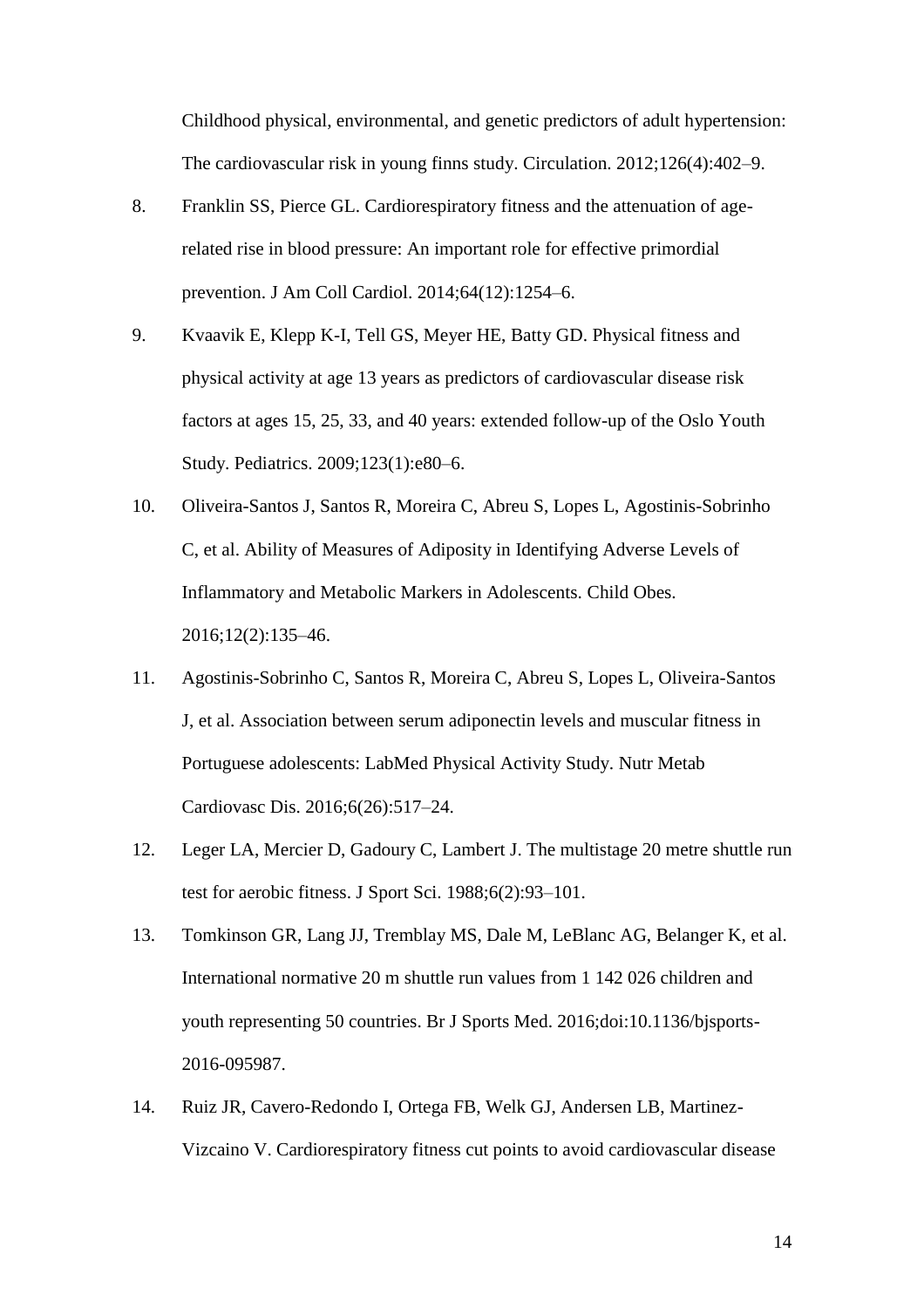Childhood physical, environmental, and genetic predictors of adult hypertension: The cardiovascular risk in young finns study. Circulation. 2012;126(4):402–9.

8. Franklin SS, Pierce GL. Cardiorespiratory fitness and the attenuation of age-related rise in blood pressure: An important role for effective primordial prevention. J Am Coll Cardiol. 2014;64(12):1254–6.
9. Kvaavik E, Klepp K-I, Tell GS, Meyer HE, Batty GD. Physical fitness and physical activity at age 13 years as predictors of cardiovascular disease risk factors at ages 15, 25, 33, and 40 years: extended follow-up of the Oslo Youth Study. Pediatrics. 2009;123(1):e80–6.
10. Oliveira-Santos J, Santos R, Moreira C, Abreu S, Lopes L, Agostinis-Sobrinho C, et al. Ability of Measures of Adiposity in Identifying Adverse Levels of Inflammatory and Metabolic Markers in Adolescents. Child Obes. 2016;12(2):135–46.
11. Agostinis-Sobrinho C, Santos R, Moreira C, Abreu S, Lopes L, Oliveira-Santos J, et al. Association between serum adiponectin levels and muscular fitness in Portuguese adolescents: LabMed Physical Activity Study. Nutr Metab Cardiovasc Dis. 2016;6(26):517–24.
12. Leger LA, Mercier D, Gadoury C, Lambert J. The multistage 20 metre shuttle run test for aerobic fitness. J Sport Sci. 1988;6(2):93–101.
13. Tomkinson GR, Lang JJ, Tremblay MS, Dale M, LeBlanc AG, Belanger K, et al. International normative 20 m shuttle run values from 1 142 026 children and youth representing 50 countries. Br J Sports Med. 2016;doi:10.1136/bjsports-2016-095987.
14. Ruiz JR, Cavero-Redondo I, Ortega FB, Welk GJ, Andersen LB, Martinez-Vizcaino V. Cardiorespiratory fitness cut points to avoid cardiovascular disease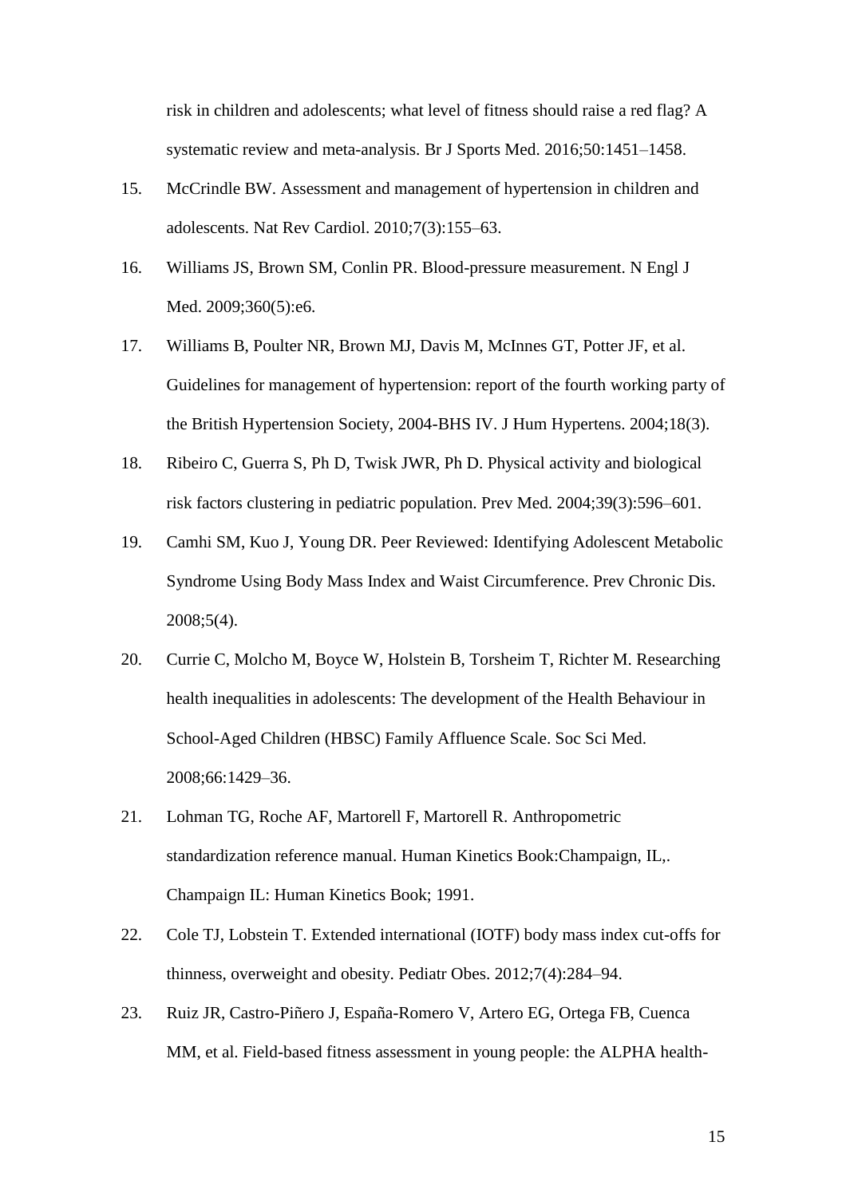risk in children and adolescents; what level of fitness should raise a red flag? A systematic review and meta-analysis. Br J Sports Med. 2016;50:1451–1458.

15. McCrindle BW. Assessment and management of hypertension in children and adolescents. Nat Rev Cardiol. 2010;7(3):155–63.
16. Williams JS, Brown SM, Conlin PR. Blood-pressure measurement. N Engl J Med. 2009;360(5):e6.
17. Williams B, Poulter NR, Brown MJ, Davis M, McInnes GT, Potter JF, et al. Guidelines for management of hypertension: report of the fourth working party of the British Hypertension Society, 2004-BHS IV. J Hum Hypertens. 2004;18(3).
18. Ribeiro C, Guerra S, Ph D, Twisk JWR, Ph D. Physical activity and biological risk factors clustering in pediatric population. Prev Med. 2004;39(3):596–601.
19. Camhi SM, Kuo J, Young DR. Peer Reviewed: Identifying Adolescent Metabolic Syndrome Using Body Mass Index and Waist Circumference. Prev Chronic Dis. 2008;5(4).
20. Currie C, Molcho M, Boyce W, Holstein B, Torsheim T, Richter M. Researching health inequalities in adolescents: The development of the Health Behaviour in School-Aged Children (HBSC) Family Affluence Scale. Soc Sci Med. 2008;66:1429–36.
21. Lohman TG, Roche AF, Martorell F, Martorell R. Anthropometric standardization reference manual. Human Kinetics Book:Champaign, IL,. Champaign IL: Human Kinetics Book; 1991.
22. Cole TJ, Lobstein T. Extended international (IOTF) body mass index cut-offs for thinness, overweight and obesity. Pediatr Obes. 2012;7(4):284–94.
23. Ruiz JR, Castro-Piñero J, España-Romero V, Artero EG, Ortega FB, Cuenca MM, et al. Field-based fitness assessment in young people: the ALPHA health-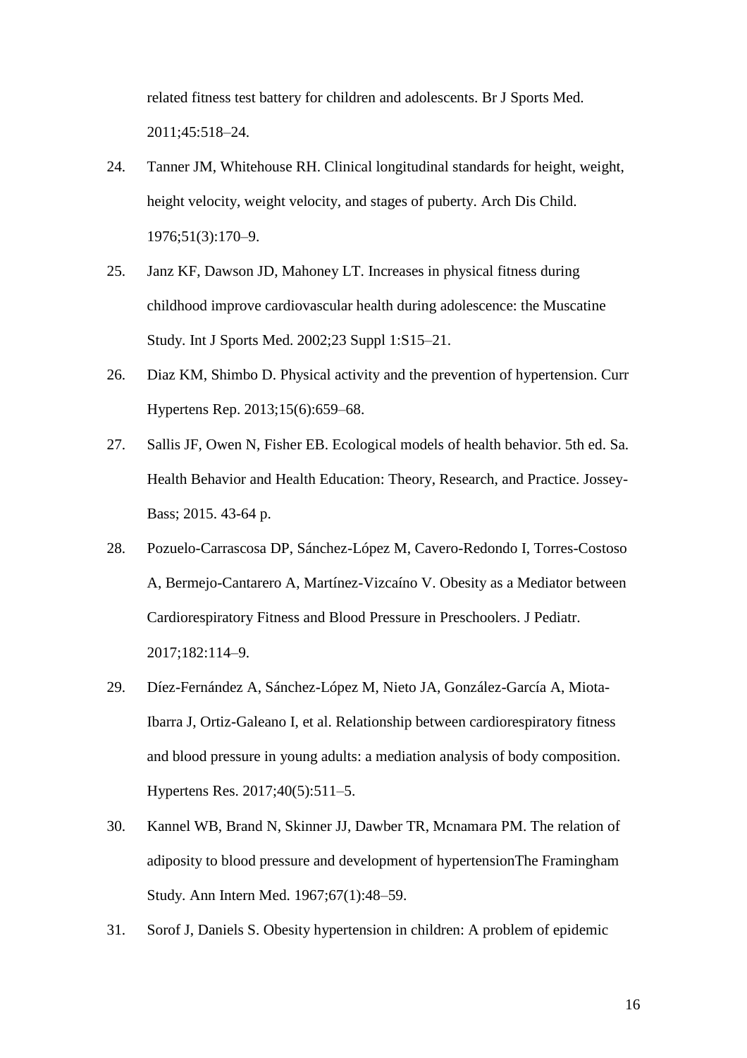related fitness test battery for children and adolescents. Br J Sports Med. 2011;45:518–24.

24. Tanner JM, Whitehouse RH. Clinical longitudinal standards for height, weight, height velocity, weight velocity, and stages of puberty. Arch Dis Child. 1976;51(3):170–9.

25. Janz KF, Dawson JD, Mahoney LT. Increases in physical fitness during childhood improve cardiovascular health during adolescence: the Muscatine Study. Int J Sports Med. 2002;23 Suppl 1:S15–21.

26. Diaz KM, Shimbo D. Physical activity and the prevention of hypertension. Curr Hypertens Rep. 2013;15(6):659–68.

27. Sallis JF, Owen N, Fisher EB. Ecological models of health behavior. 5th ed. Sa. Health Behavior and Health Education: Theory, Research, and Practice. Jossey-Bass; 2015. 43-64 p.

28. Pozuelo-Carrascosa DP, Sánchez-López M, Cavero-Redondo I, Torres-Costoso A, Bermejo-Cantarero A, Martínez-Vizcaíno V. Obesity as a Mediator between Cardiorespiratory Fitness and Blood Pressure in Preschoolers. J Pediatr. 2017;182:114–9.

29. Díez-Fernández A, Sánchez-López M, Nieto JA, González-García A, Miota-Ibarra J, Ortiz-Galeano I, et al. Relationship between cardiorespiratory fitness and blood pressure in young adults: a mediation analysis of body composition. Hypertens Res. 2017;40(5):511–5.

30. Kannel WB, Brand N, Skinner JJ, Dawber TR, Mcnamara PM. The relation of adiposity to blood pressure and development of hypertensionThe Framingham Study. Ann Intern Med. 1967;67(1):48–59.

31. Sorof J, Daniels S. Obesity hypertension in children: A problem of epidemic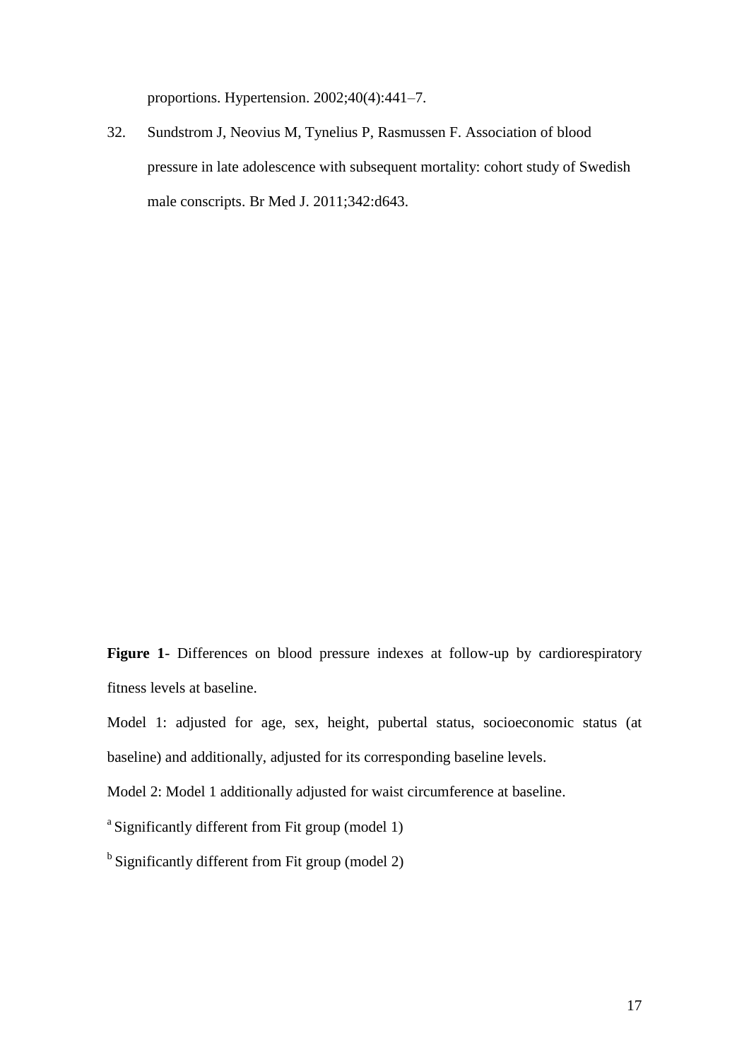proportions. Hypertension. 2002;40(4):441–7.

32. Sundstrom J, Neovius M, Tynelius P, Rasmussen F. Association of blood pressure in late adolescence with subsequent mortality: cohort study of Swedish male conscripts. Br Med J. 2011;342:d643.

**Figure 1**- Differences on blood pressure indexes at follow-up by cardiorespiratory fitness levels at baseline.

Model 1: adjusted for age, sex, height, pubertal status, socioeconomic status (at baseline) and additionally, adjusted for its corresponding baseline levels.

Model 2: Model 1 additionally adjusted for waist circumference at baseline.

[a] Significantly different from Fit group (model 1)

[b] Significantly different from Fit group (model 2)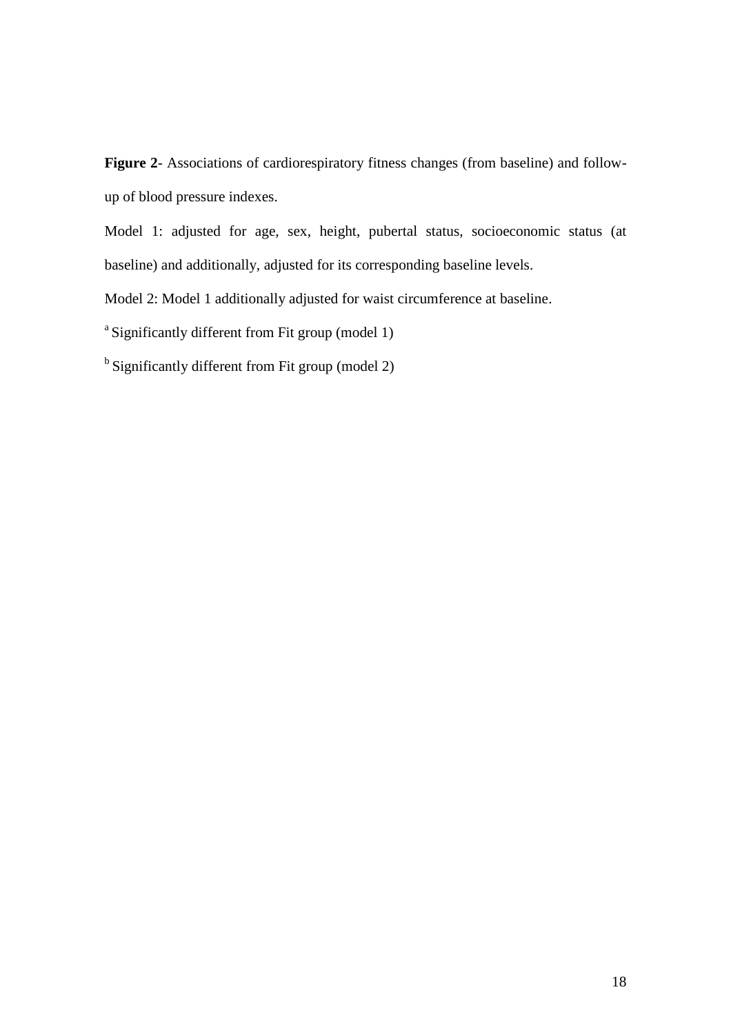**Figure 2**- Associations of cardiorespiratory fitness changes (from baseline) and follow-up of blood pressure indexes.

Model 1: adjusted for age, sex, height, pubertal status, socioeconomic status (at baseline) and additionally, adjusted for its corresponding baseline levels.

Model 2: Model 1 additionally adjusted for waist circumference at baseline.

[a] Significantly different from Fit group (model 1)

[b] Significantly different from Fit group (model 2)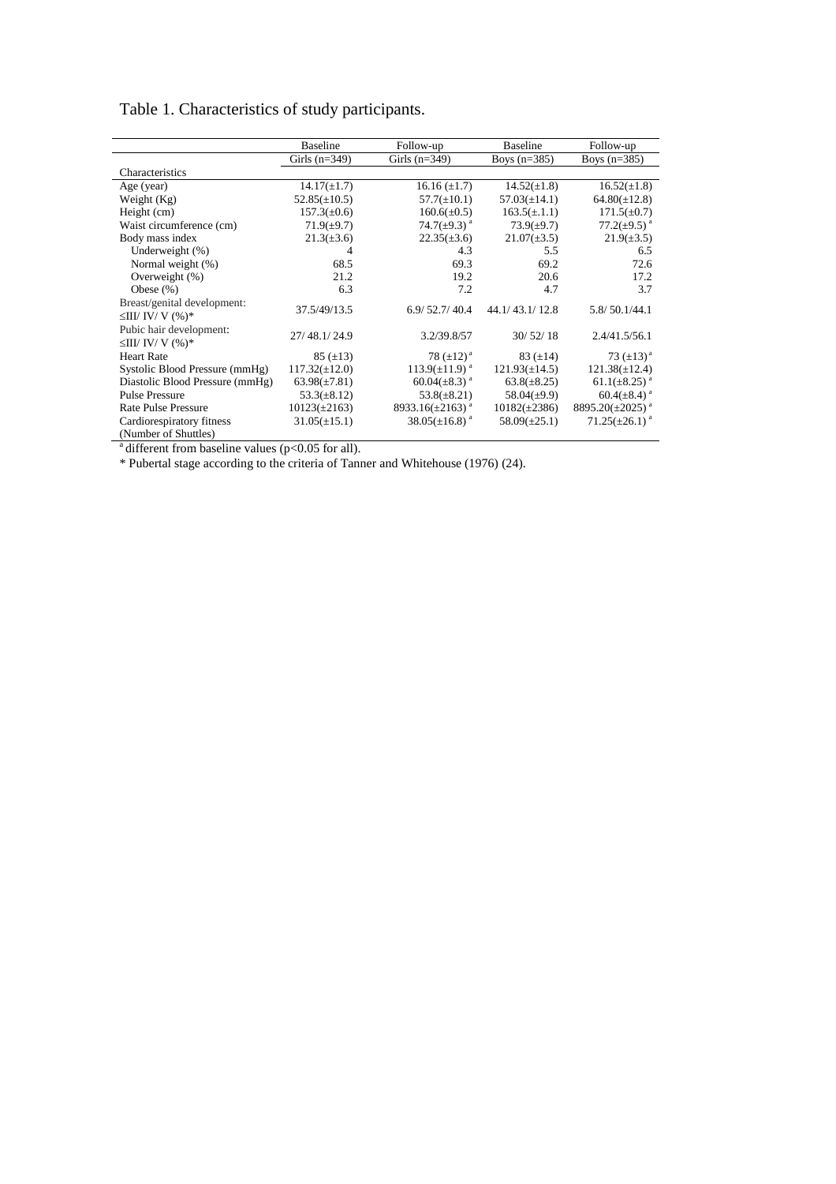Table 1. Characteristics of study participants.

| | Baseline | Follow-up | Baseline | Follow-up |
|---|---|---|---|---|
| | Girls (n=349) | Girls (n=349) | Boys (n=385) | Boys (n=385) |
| Characteristics | | | | |
| Age (year) | 14.17(±1.7) | 16.16 (±1.7) | 14.52(±1.8) | 16.52(±1.8) |
| Weight (Kg) | 52.85(±10.5) | 57.7(±10.1) | 57.03(±14.1) | 64.80(±12.8) |
| Height (cm) | 157.3(±0.6) | 160.6(±0.5) | 163.5(±.1.1) | 171.5(±0.7) |
| Waist circumference (cm) | 71.9(±9.7) | 74.7(±9.3) [a] | 73.9(±9.7) | 77.2(±9.5) [a] |
| Body mass index | 21.3(±3.6) | 22.35(±3.6) | 21.07(±3.5) | 21.9(±3.5) |
| Underweight (%) | 4 | 4.3 | 5.5 | 6.5 |
| Normal weight (%) | 68.5 | 69.3 | 69.2 | 72.6 |
| Overweight (%) | 21.2 | 19.2 | 20.6 | 17.2 |
| Obese (%) | 6.3 | 7.2 | 4.7 | 3.7 |
| Breast/genital development: ≤III/ IV/ V (%)* | 37.5/49/13.5 | 6.9/ 52.7/ 40.4 | 44.1/ 43.1/ 12.8 | 5.8/ 50.1/44.1 |
| Pubic hair development: ≤III/ IV/ V (%)* | 27/ 48.1/ 24.9 | 3.2/39.8/57 | 30/ 52/ 18 | 2.4/41.5/56.1 |
| Heart Rate | 85 (±13) | 78 (±12) [a] | 83 (±14) | 73 (±13) [a] |
| Systolic Blood Pressure (mmHg) | 117.32(±12.0) | 113.9(±11.9) [a] | 121.93(±14.5) | 121.38(±12.4) |
| Diastolic Blood Pressure (mmHg) | 63.98(±7.81) | 60.04(±8.3) [a] | 63.8(±8.25) | 61.1(±8.25) [a] |
| Pulse Pressure | 53.3(±8.12) | 53.8(±8.21) | 58.04(±9.9) | 60.4(±8.4) [a] |
| Rate Pulse Pressure | 10123(±2163) | 8933.16(±2163) [a] | 10182(±2386) | 8895.20(±2025) [a] |
| Cardiorespiratory fitness (Number of Shuttles) | 31.05(±15.1) | 38.05(±16.8) [a] | 58.09(±25.1) | 71.25(±26.1) [a] |

[a] different from baseline values ($p<0.05$ for all).

\* Pubertal stage according to the criteria of Tanner and Whitehouse (1976) (24).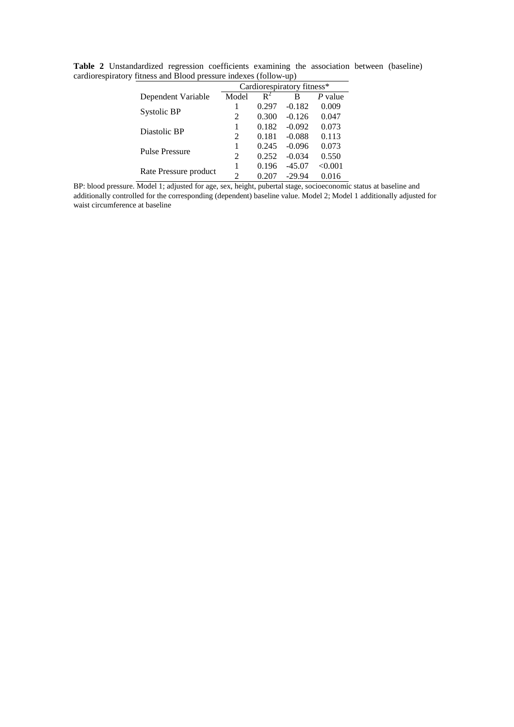**Table 2** Unstandardized regression coefficients examining the association between (baseline) cardiorespiratory fitness and Blood pressure indexes (follow-up)

| | Cardiorespiratory fitness* | | | |
|---|---|---|---|---|
| Dependent Variable | Model | $R^2$ | B | *P* value |
| Systolic BP | 1 | 0.297 | -0.182 | 0.009 |
| | 2 | 0.300 | -0.126 | 0.047 |
| Diastolic BP | 1 | 0.182 | -0.092 | 0.073 |
| | 2 | 0.181 | -0.088 | 0.113 |
| Pulse Pressure | 1 | 0.245 | -0.096 | 0.073 |
| | 2 | 0.252 | -0.034 | 0.550 |
| Rate Pressure product | 1 | 0.196 | -45.07 | <0.001 |
| | 2 | 0.207 | -29.94 | 0.016 |

BP: blood pressure. Model 1; adjusted for age, sex, height, pubertal stage, socioeconomic status at baseline and additionally controlled for the corresponding (dependent) baseline value. Model 2; Model 1 additionally adjusted for waist circumference at baseline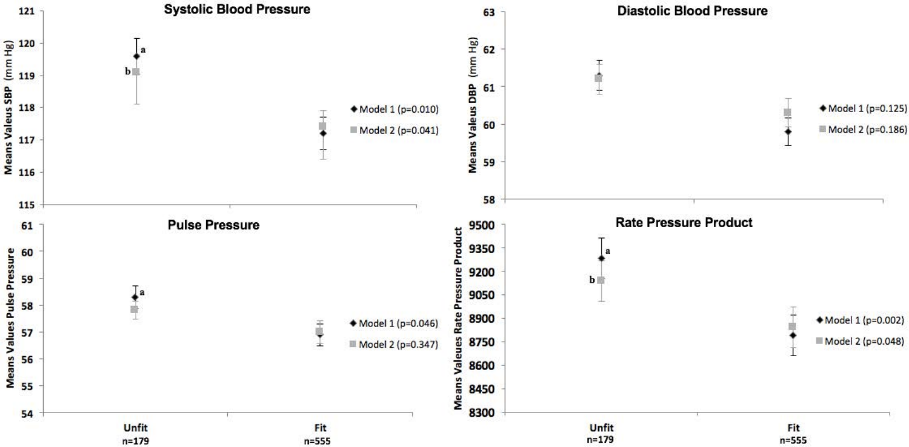## Systolic Blood Pressure

Means Valeus SBP (mm Hg)

- Model 1 (p=0.010)
- Model 2 (p=0.041)

Unfit n=179 | Fit n=555

## Diastolic Blood Pressure

Means Valeus DBP (mm Hg)

- Model 1 (p=0.125)
- Model 2 (p=0.186)

## Pulse Pressure

Means Values Pulse Pressure

- Model 1 (p=0.046)
- Model 2 (p=0.347)

Unfit n=179 | Fit n=555

## Rate Pressure Product

Means Valeues Rate Pressure Product

- Model 1 (p=0.002)
- Model 2 (p=0.048)

Unfit n=179 | Fit n=555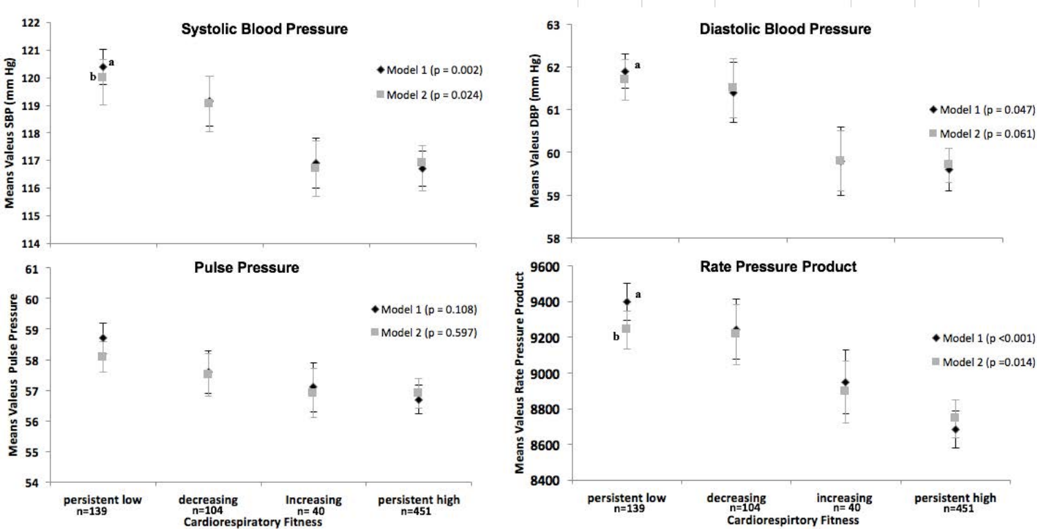Systolic Blood Pressure

Means Valeus SBP (mm Hg)

122
121
120
119
118
117
116
115
114

a

b

◆ Model 1 (p = 0.002)

■ Model 2 (p = 0.024)

Diastolic Blood Pressure

Means Values DBP (mm Hg)

63
62
61
60
59
58

a

◆ Model 1 (p = 0.047)

■ Model 2 (p = 0.061)

Pulse Pressure

Means Valeus Pulse Pressure

61
60
59
58
57
56
55
54

◆ Model 1 (p = 0.108)

■ Model 2 (p = 0.597)

persistent low n=139

decreasing n=104

Increasing n= 40

persistent high n=451

Cardiorespiratory Fitness

Rate Pressure Product

Means Valeus Rate Pressure Product

9600
9400
9200
9000
8800
8600
8400

a

b

◆ Model 1 (p <0.001)

■ Model 2 (p =0.014)

persistent low n=139

decreasing n=104

increasing n= 40

persistent high n=451

Cardiorespirtory Fitness